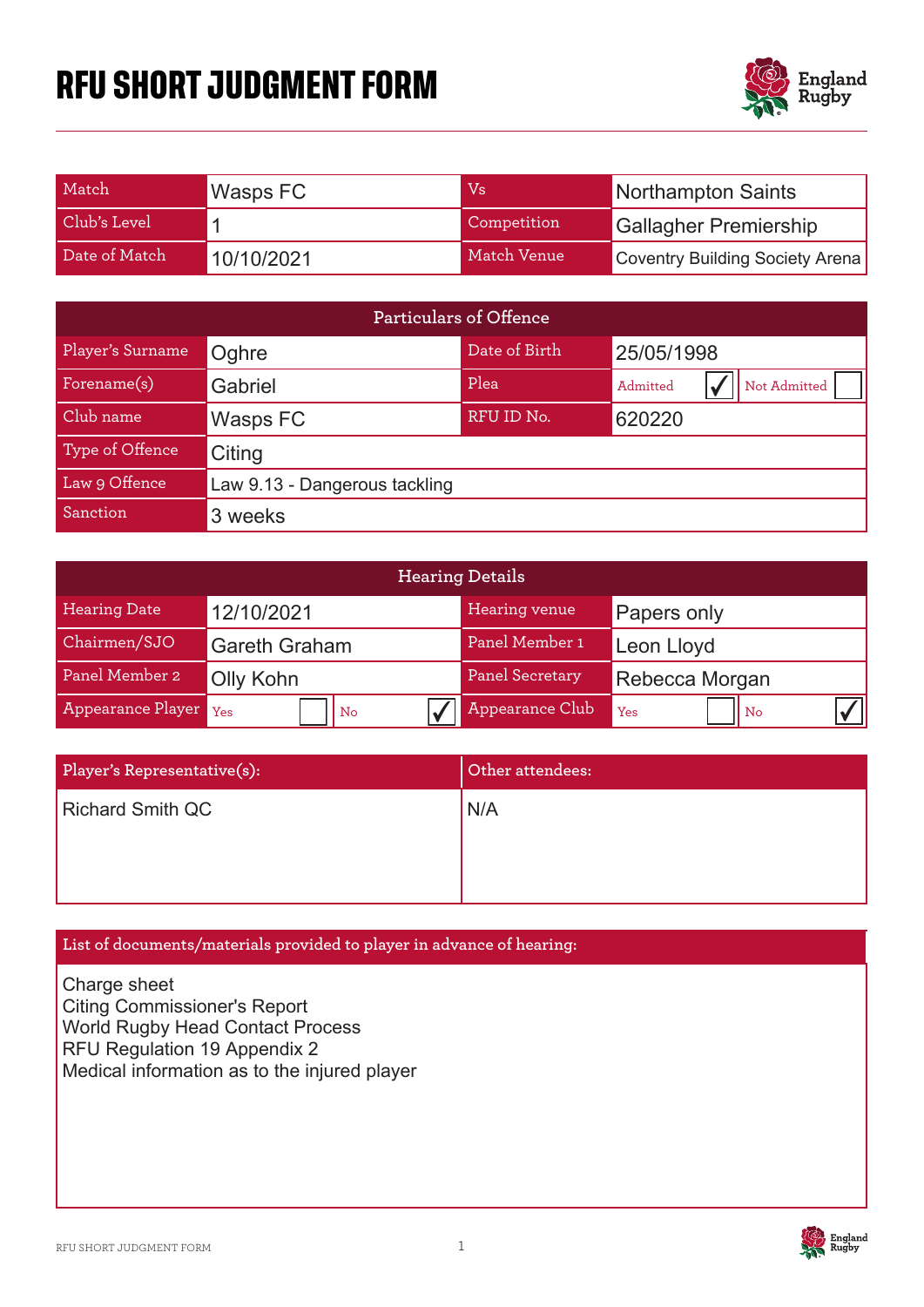# RFU SHORT JUDGMENT FORM

| Match | Wasps FC | Vs | Northampton Saints |
|---|---|---|---|
| Club's Level | 1 | Competition | Gallagher Premiership |
| Date of Match | 10/10/2021 | Match Venue | Coventry Building Society Arena |

| Particulars of Offence | | | |
|---|---|---|---|
| Player's Surname | Oghre | Date of Birth | 25/05/1998 |
| Forename(s) | Gabriel | Plea | Admitted ✓ Not Admitted ☐ |
| Club name | Wasps FC | RFU ID No. | 620220 |
| Type of Offence | Citing | | |
| Law 9 Offence | Law 9.13 - Dangerous tackling | | |
| Sanction | 3 weeks | | |

| Hearing Details | | | |
|---|---|---|---|
| Hearing Date | 12/10/2021 | Hearing venue | Papers only |
| Chairmen/SJO | Gareth Graham | Panel Member 1 | Leon Lloyd |
| Panel Member 2 | Olly Kohn | Panel Secretary | Rebecca Morgan |
| Appearance Player | Yes ☐ No ✓ | Appearance Club | Yes ☐ No ✓ |

| Player's Representative(s): | Other attendees: |
|---|---|
| Richard Smith QC | N/A |

**List of documents/materials provided to player in advance of hearing:**

Charge sheet
Citing Commissioner's Report
World Rugby Head Contact Process
RFU Regulation 19 Appendix 2
Medical information as to the injured player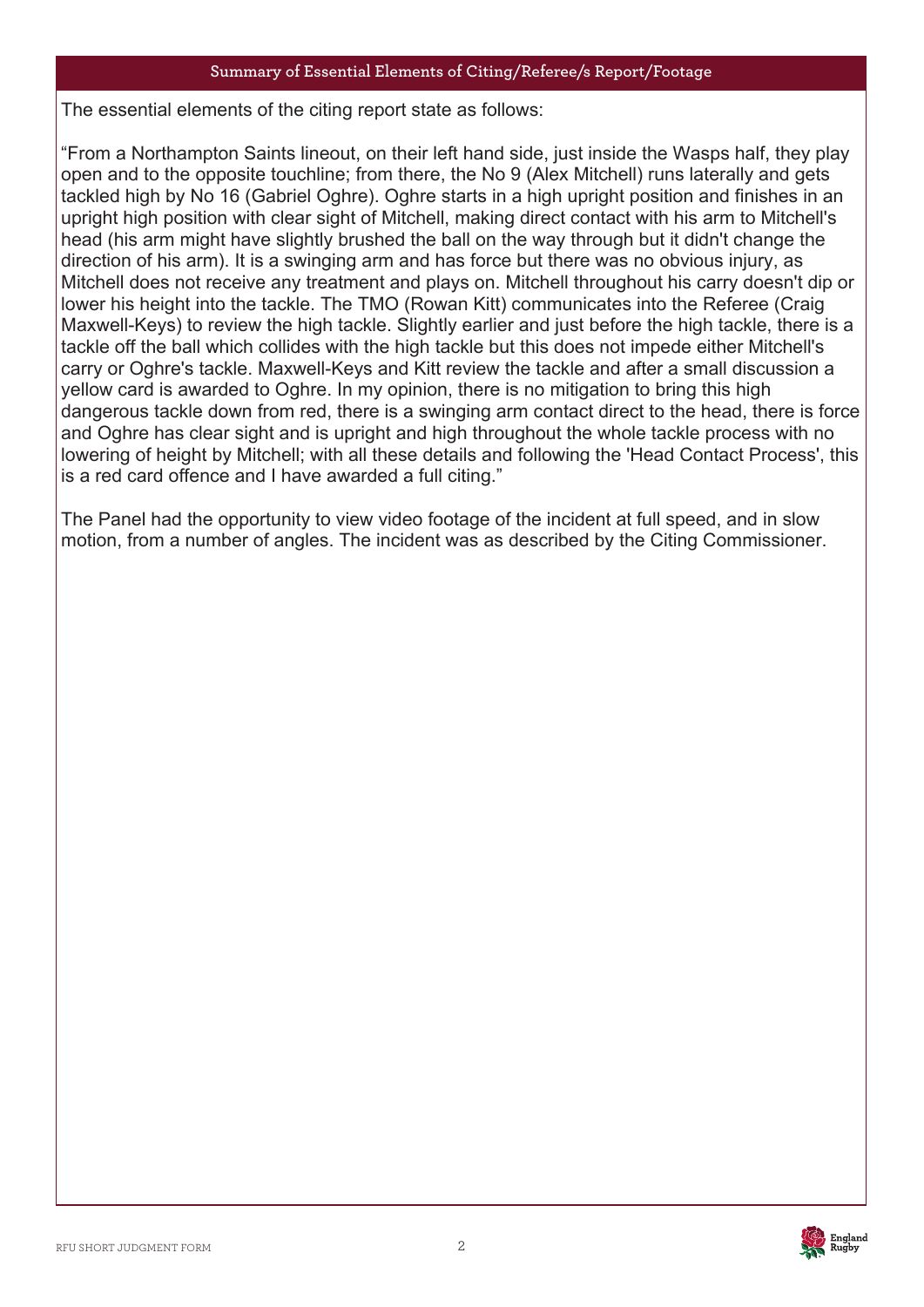## Summary of Essential Elements of Citing/Referee/s Report/Footage

The essential elements of the citing report state as follows:

"From a Northampton Saints lineout, on their left hand side, just inside the Wasps half, they play open and to the opposite touchline; from there, the No 9 (Alex Mitchell) runs laterally and gets tackled high by No 16 (Gabriel Oghre). Oghre starts in a high upright position and finishes in an upright high position with clear sight of Mitchell, making direct contact with his arm to Mitchell's head (his arm might have slightly brushed the ball on the way through but it didn't change the direction of his arm). It is a swinging arm and has force but there was no obvious injury, as Mitchell does not receive any treatment and plays on. Mitchell throughout his carry doesn't dip or lower his height into the tackle. The TMO (Rowan Kitt) communicates into the Referee (Craig Maxwell-Keys) to review the high tackle. Slightly earlier and just before the high tackle, there is a tackle off the ball which collides with the high tackle but this does not impede either Mitchell's carry or Oghre's tackle. Maxwell-Keys and Kitt review the tackle and after a small discussion a yellow card is awarded to Oghre. In my opinion, there is no mitigation to bring this high dangerous tackle down from red, there is a swinging arm contact direct to the head, there is force and Oghre has clear sight and is upright and high throughout the whole tackle process with no lowering of height by Mitchell; with all these details and following the 'Head Contact Process', this is a red card offence and I have awarded a full citing."

The Panel had the opportunity to view video footage of the incident at full speed, and in slow motion, from a number of angles. The incident was as described by the Citing Commissioner.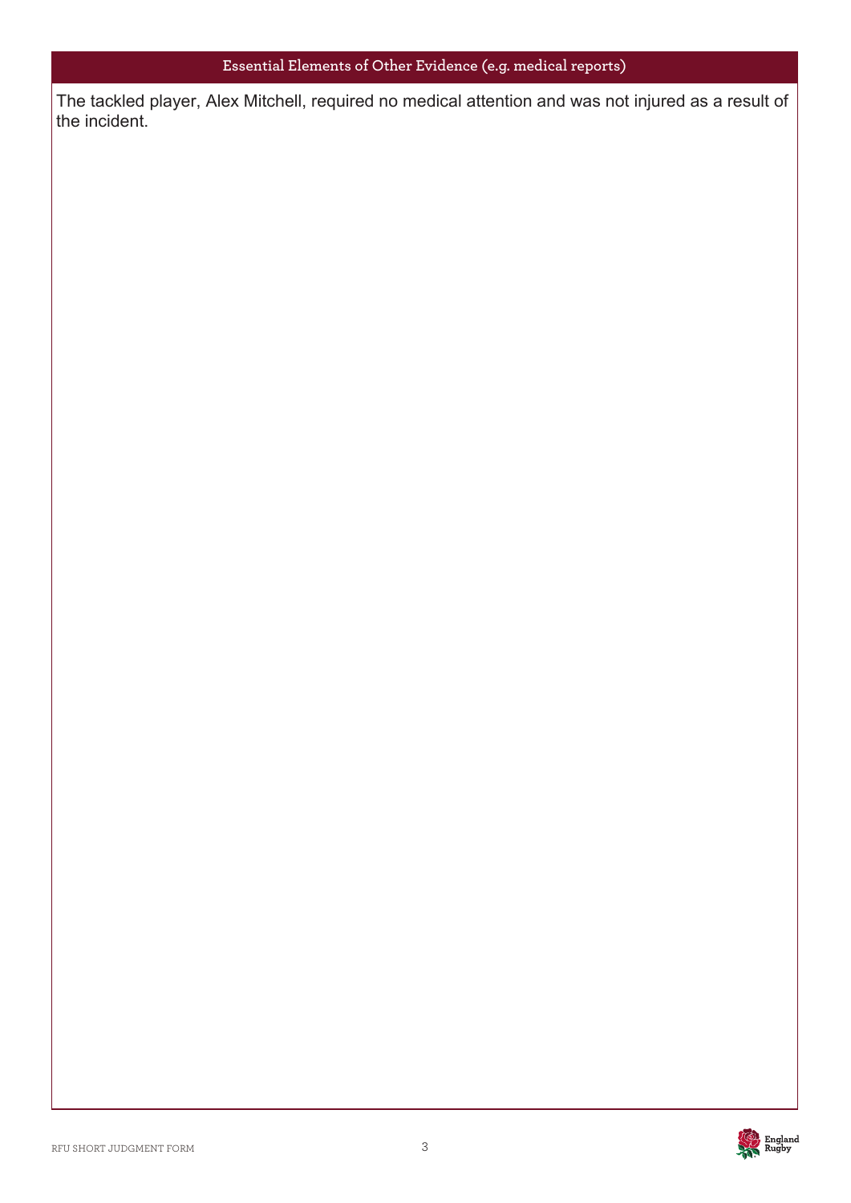## Essential Elements of Other Evidence (e.g. medical reports)

The tackled player, Alex Mitchell, required no medical attention and was not injured as a result of the incident.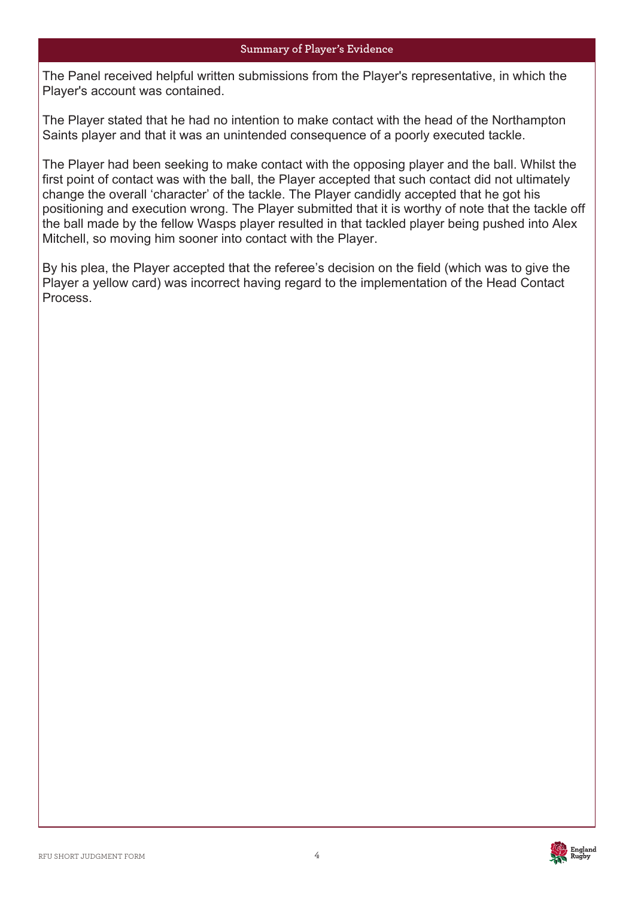## Summary of Player's Evidence

The Panel received helpful written submissions from the Player's representative, in which the Player's account was contained.

The Player stated that he had no intention to make contact with the head of the Northampton Saints player and that it was an unintended consequence of a poorly executed tackle.

The Player had been seeking to make contact with the opposing player and the ball. Whilst the first point of contact was with the ball, the Player accepted that such contact did not ultimately change the overall 'character' of the tackle. The Player candidly accepted that he got his positioning and execution wrong. The Player submitted that it is worthy of note that the tackle off the ball made by the fellow Wasps player resulted in that tackled player being pushed into Alex Mitchell, so moving him sooner into contact with the Player.

By his plea, the Player accepted that the referee's decision on the field (which was to give the Player a yellow card) was incorrect having regard to the implementation of the Head Contact Process.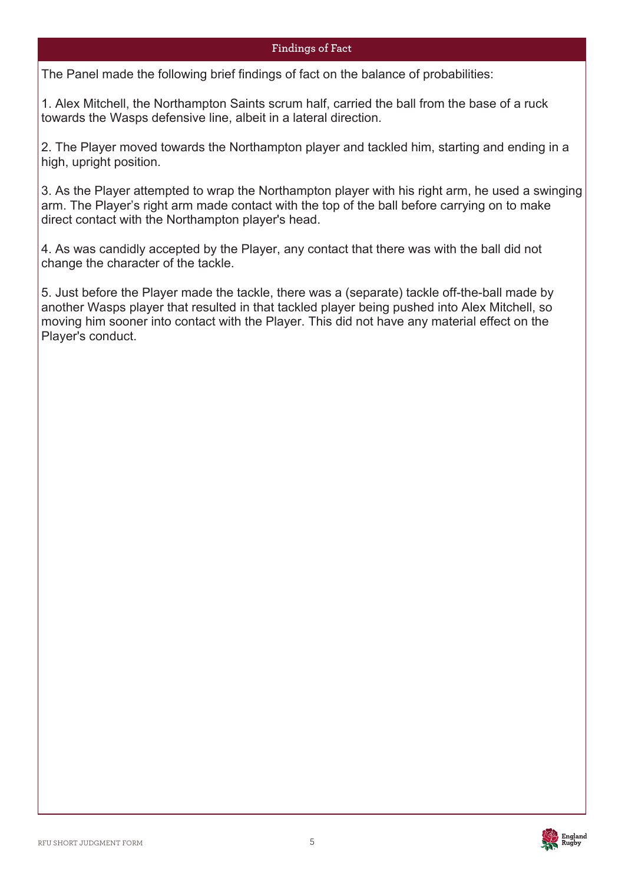## Findings of Fact

The Panel made the following brief findings of fact on the balance of probabilities:

1. Alex Mitchell, the Northampton Saints scrum half, carried the ball from the base of a ruck towards the Wasps defensive line, albeit in a lateral direction.

2. The Player moved towards the Northampton player and tackled him, starting and ending in a high, upright position.

3. As the Player attempted to wrap the Northampton player with his right arm, he used a swinging arm. The Player's right arm made contact with the top of the ball before carrying on to make direct contact with the Northampton player's head.

4. As was candidly accepted by the Player, any contact that there was with the ball did not change the character of the tackle.

5. Just before the Player made the tackle, there was a (separate) tackle off-the-ball made by another Wasps player that resulted in that tackled player being pushed into Alex Mitchell, so moving him sooner into contact with the Player. This did not have any material effect on the Player's conduct.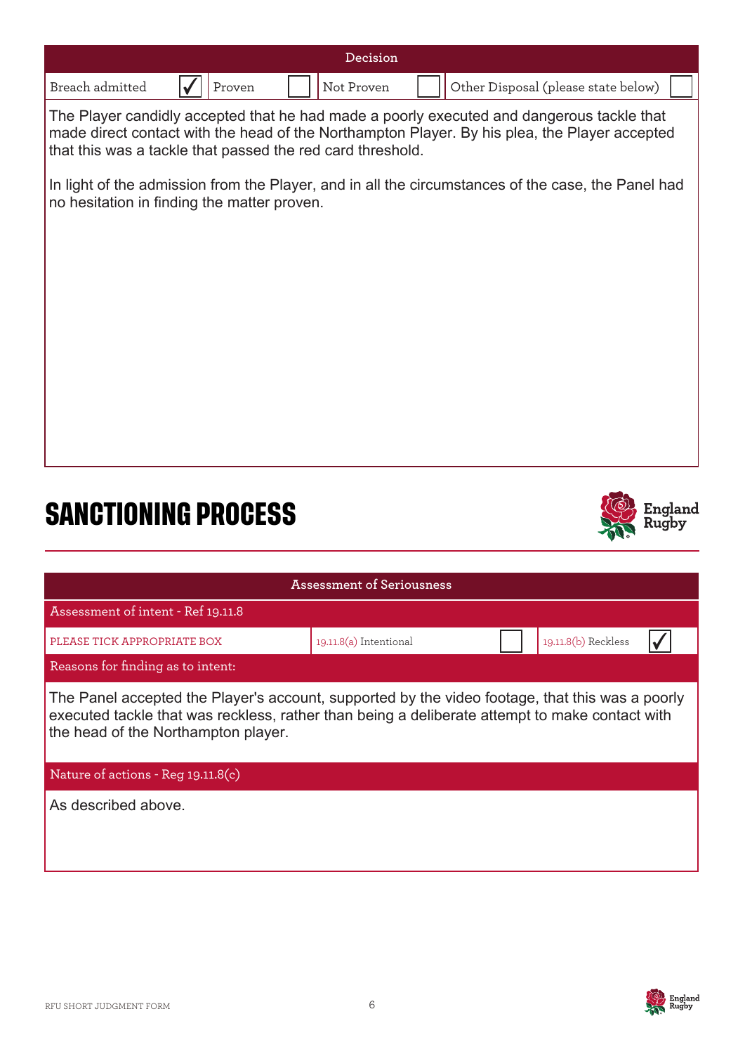| Decision | | | | | | | |
|---|---|---|---|---|---|---|---|
| Breach admitted | ✓ | Proven | | Not Proven | | Other Disposal (please state below) | |

The Player candidly accepted that he had made a poorly executed and dangerous tackle that made direct contact with the head of the Northampton Player. By his plea, the Player accepted that this was a tackle that passed the red card threshold.

In light of the admission from the Player, and in all the circumstances of the case, the Panel had no hesitation in finding the matter proven.

# SANCTIONING PROCESS

England Rugby

| Assessment of Seriousness | | | | |
|---|---|---|---|---|
| Assessment of intent - Ref 19.11.8 | | | | |
| PLEASE TICK APPROPRIATE BOX | 19.11.8(a) Intentional | | 19.11.8(b) Reckless | ✓ |

Reasons for finding as to intent:

The Panel accepted the Player's account, supported by the video footage, that this was a poorly executed tackle that was reckless, rather than being a deliberate attempt to make contact with the head of the Northampton player.

Nature of actions - Reg 19.11.8(c)

As described above.

RFU SHORT JUDGMENT FORM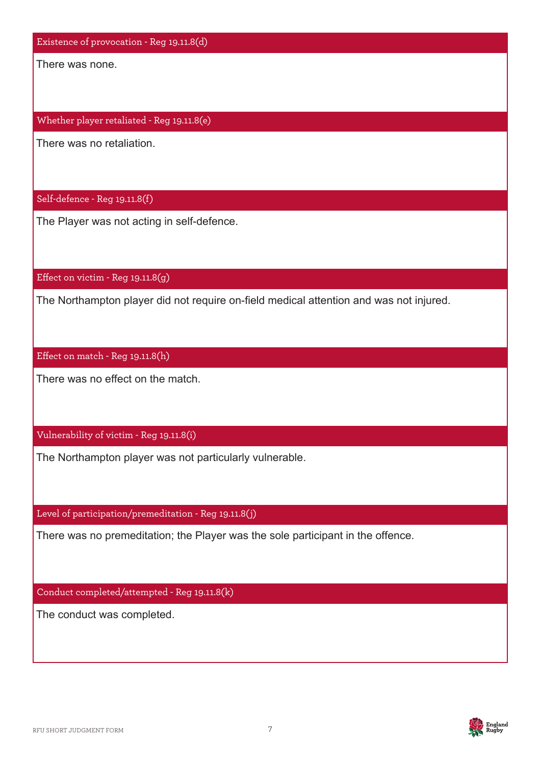### Existence of provocation - Reg 19.11.8(d)

There was none.

### Whether player retaliated - Reg 19.11.8(e)

There was no retaliation.

### Self-defence - Reg 19.11.8(f)

The Player was not acting in self-defence.

### Effect on victim - Reg 19.11.8(g)

The Northampton player did not require on-field medical attention and was not injured.

### Effect on match - Reg 19.11.8(h)

There was no effect on the match.

### Vulnerability of victim - Reg 19.11.8(i)

The Northampton player was not particularly vulnerable.

### Level of participation/premeditation - Reg 19.11.8(j)

There was no premeditation; the Player was the sole participant in the offence.

### Conduct completed/attempted - Reg 19.11.8(k)

The conduct was completed.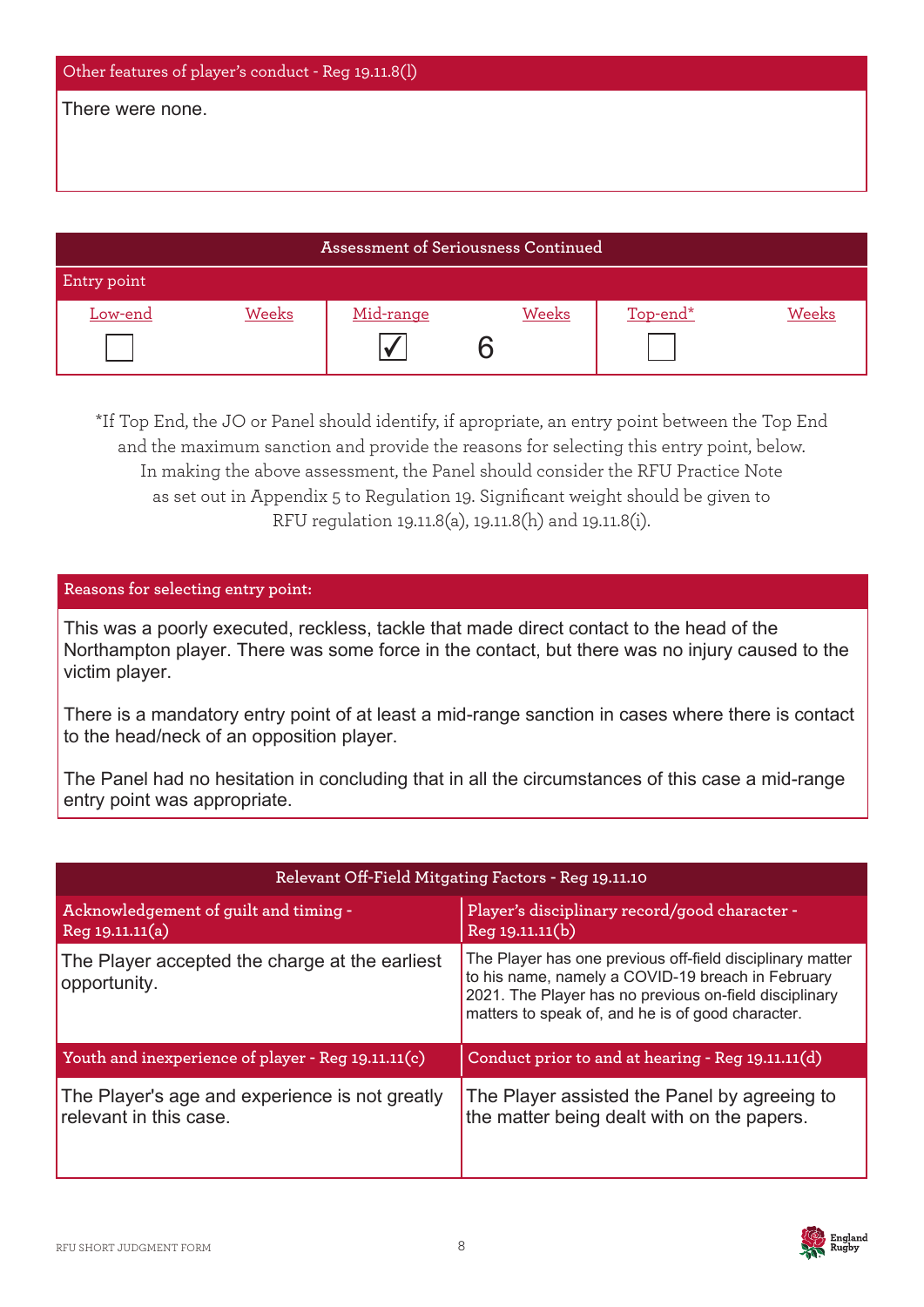| Other features of player's conduct - Reg 19.11.8(l) |
| --- |
| There were none. |

| Assessment of Seriousness Continued | | | | | |
| --- | --- | --- | --- | --- | --- |
| Entry point | | | | | |
| Low-end | Weeks | Mid-range | Weeks | Top-end* | Weeks |
| ☐ | | ☑ | 6 | ☐ | |

*If Top End, the JO or Panel should identify, if apropriate, an entry point between the Top End and the maximum sanction and provide the reasons for selecting this entry point, below. In making the above assessment, the Panel should consider the RFU Practice Note as set out in Appendix 5 to Regulation 19. Significant weight should be given to RFU regulation 19.11.8(a), 19.11.8(h) and 19.11.8(i).

**Reasons for selecting entry point:**

This was a poorly executed, reckless, tackle that made direct contact to the head of the Northampton player. There was some force in the contact, but there was no injury caused to the victim player.

There is a mandatory entry point of at least a mid-range sanction in cases where there is contact to the head/neck of an opposition player.

The Panel had no hesitation in concluding that in all the circumstances of this case a mid-range entry point was appropriate.

| Relevant Off-Field Mitgating Factors - Reg 19.11.10 | |
| --- | --- |
| Acknowledgement of guilt and timing - Reg 19.11.11(a) | Player's disciplinary record/good character - Reg 19.11.11(b) |
| The Player accepted the charge at the earliest opportunity. | The Player has one previous off-field disciplinary matter to his name, namely a COVID-19 breach in February 2021. The Player has no previous on-field disciplinary matters to speak of, and he is of good character. |
| Youth and inexperience of player - Reg 19.11.11(c) | Conduct prior to and at hearing - Reg 19.11.11(d) |
| The Player's age and experience is not greatly relevant in this case. | The Player assisted the Panel by agreeing to the matter being dealt with on the papers. |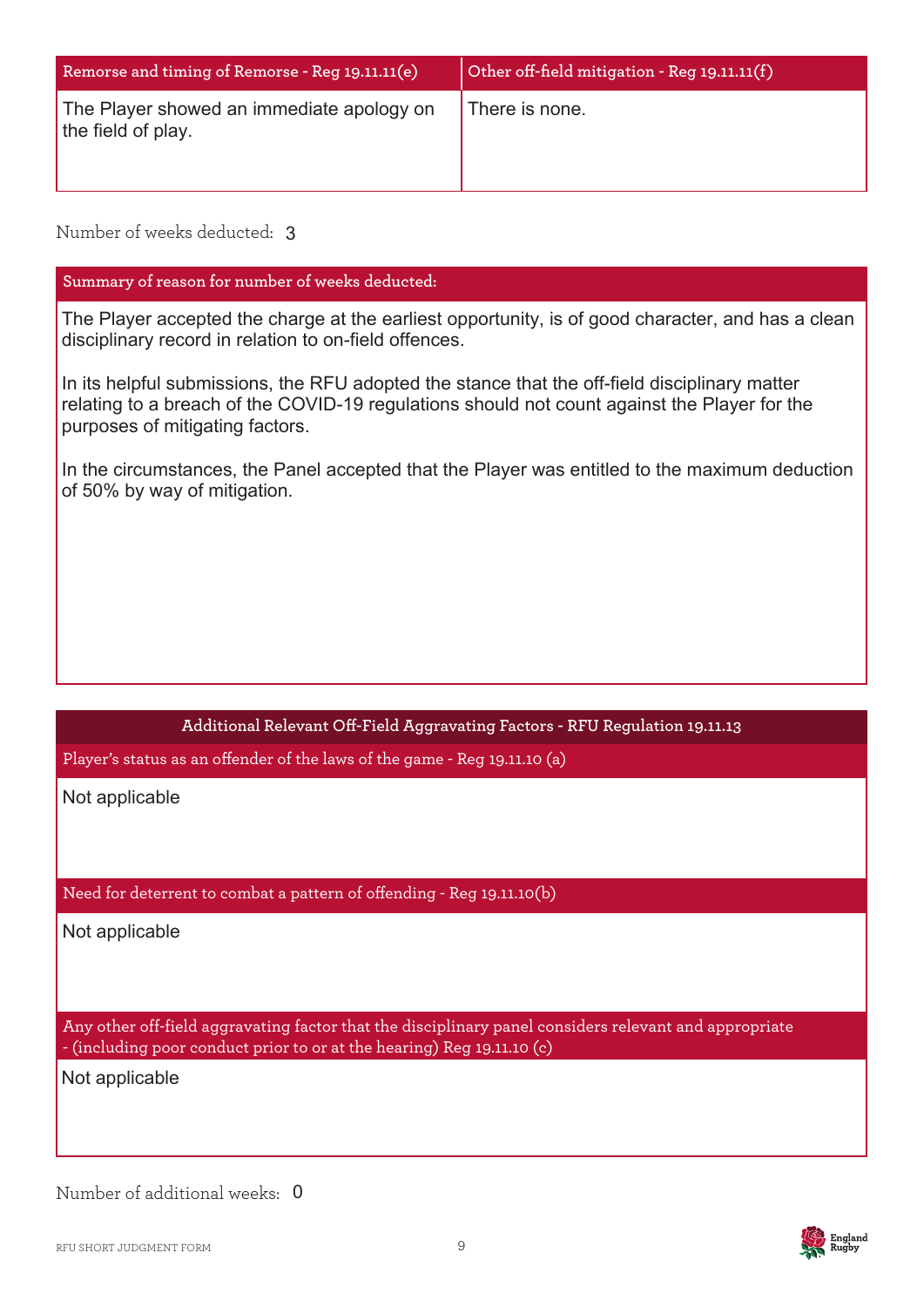| Remorse and timing of Remorse - Reg 19.11.11(e) | Other off-field mitigation - Reg 19.11.11(f) |
| --- | --- |
| The Player showed an immediate apology on the field of play. | There is none. |

Number of weeks deducted: 3

| Summary of reason for number of weeks deducted: |
| --- |
| The Player accepted the charge at the earliest opportunity, is of good character, and has a clean disciplinary record in relation to on-field offences.<br><br>In its helpful submissions, the RFU adopted the stance that the off-field disciplinary matter relating to a breach of the COVID-19 regulations should not count against the Player for the purposes of mitigating factors.<br><br>In the circumstances, the Panel accepted that the Player was entitled to the maximum deduction of 50% by way of mitigation. |

| Additional Relevant Off-Field Aggravating Factors - RFU Regulation 19.11.13 |
| --- |
| **Player's status as an offender of the laws of the game - Reg 19.11.10 (a)** |
| Not applicable |
| **Need for deterrent to combat a pattern of offending - Reg 19.11.10(b)** |
| Not applicable |
| **Any other off-field aggravating factor that the disciplinary panel considers relevant and appropriate - (including poor conduct prior to or at the hearing) Reg 19.11.10 (c)** |
| Not applicable |

Number of additional weeks: 0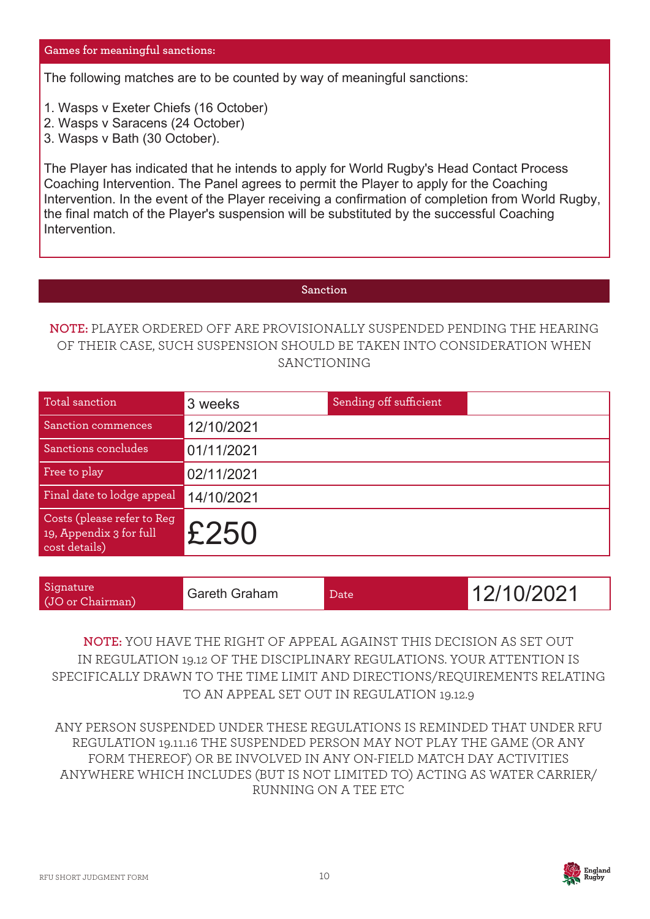## Games for meaningful sanctions:

The following matches are to be counted by way of meaningful sanctions:

1. Wasps v Exeter Chiefs (16 October)
2. Wasps v Saracens (24 October)
3. Wasps v Bath (30 October).

The Player has indicated that he intends to apply for World Rugby's Head Contact Process Coaching Intervention. The Panel agrees to permit the Player to apply for the Coaching Intervention. In the event of the Player receiving a confirmation of completion from World Rugby, the final match of the Player's suspension will be substituted by the successful Coaching Intervention.

## Sanction

**NOTE:** PLAYER ORDERED OFF ARE PROVISIONALLY SUSPENDED PENDING THE HEARING OF THEIR CASE, SUCH SUSPENSION SHOULD BE TAKEN INTO CONSIDERATION WHEN SANCTIONING

| | | | |
|---|---|---|---|
| Total sanction | 3 weeks | Sending off sufficient | |
| Sanction commences | 12/10/2021 | | |
| Sanctions concludes | 01/11/2021 | | |
| Free to play | 02/11/2021 | | |
| Final date to lodge appeal | 14/10/2021 | | |
| Costs (please refer to Reg 19, Appendix 3 for full cost details) | £250 | | |

| | | | |
|---|---|---|---|
| Signature (JO or Chairman) | Gareth Graham | Date | 12/10/2021 |

**NOTE:** YOU HAVE THE RIGHT OF APPEAL AGAINST THIS DECISION AS SET OUT IN REGULATION 19.12 OF THE DISCIPLINARY REGULATIONS. YOUR ATTENTION IS SPECIFICALLY DRAWN TO THE TIME LIMIT AND DIRECTIONS/REQUIREMENTS RELATING TO AN APPEAL SET OUT IN REGULATION 19.12.9

ANY PERSON SUSPENDED UNDER THESE REGULATIONS IS REMINDED THAT UNDER RFU REGULATION 19.11.16 THE SUSPENDED PERSON MAY NOT PLAY THE GAME (OR ANY FORM THEREOF) OR BE INVOLVED IN ANY ON-FIELD MATCH DAY ACTIVITIES ANYWHERE WHICH INCLUDES (BUT IS NOT LIMITED TO) ACTING AS WATER CARRIER/ RUNNING ON A TEE ETC